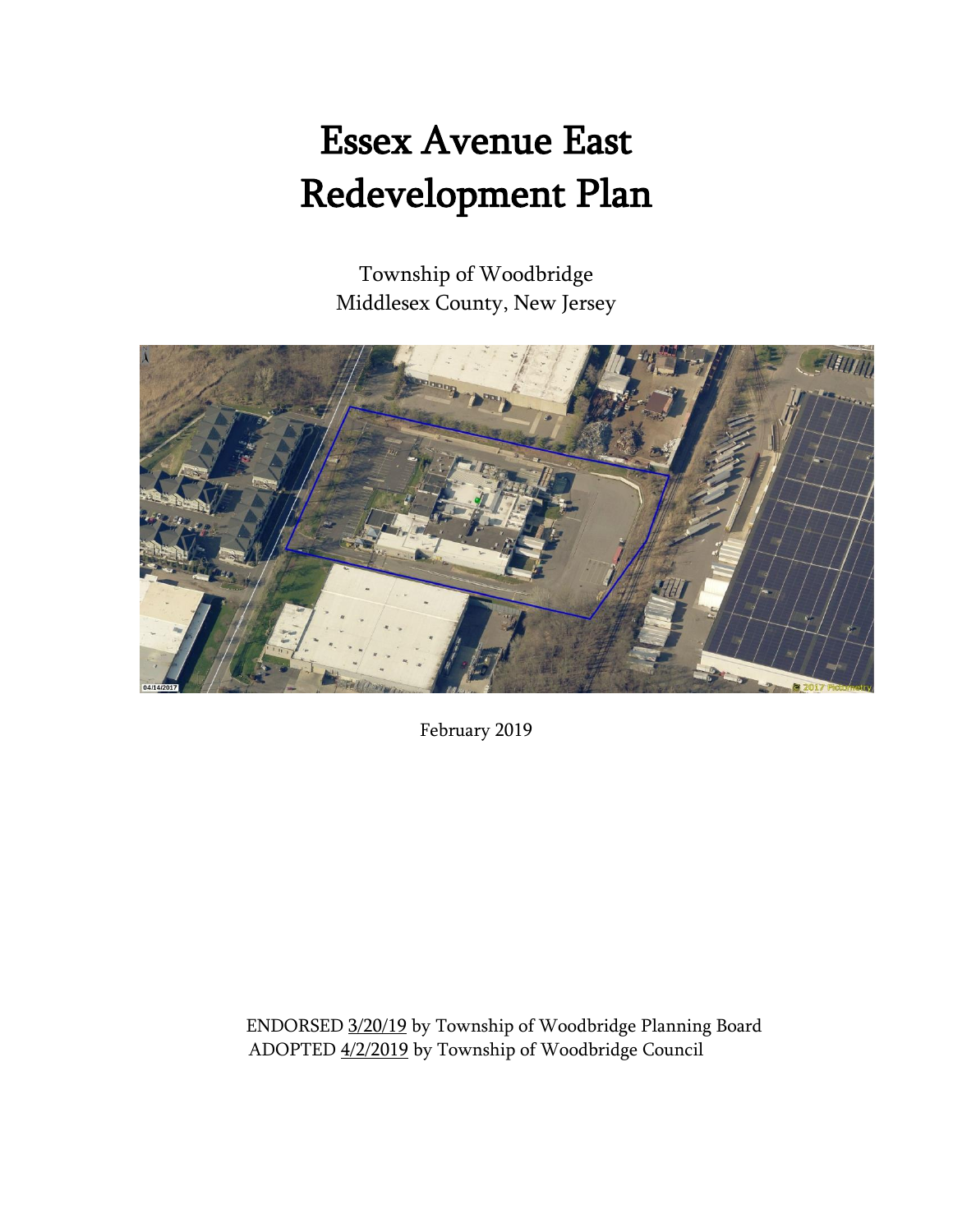# Essex Avenue East Redevelopment Plan

Township of Woodbridge
Middlesex County, New Jersey

February 2019

ENDORSED 3/20/19 by Township of Woodbridge Planning Board
ADOPTED 4/2/2019 by Township of Woodbridge Council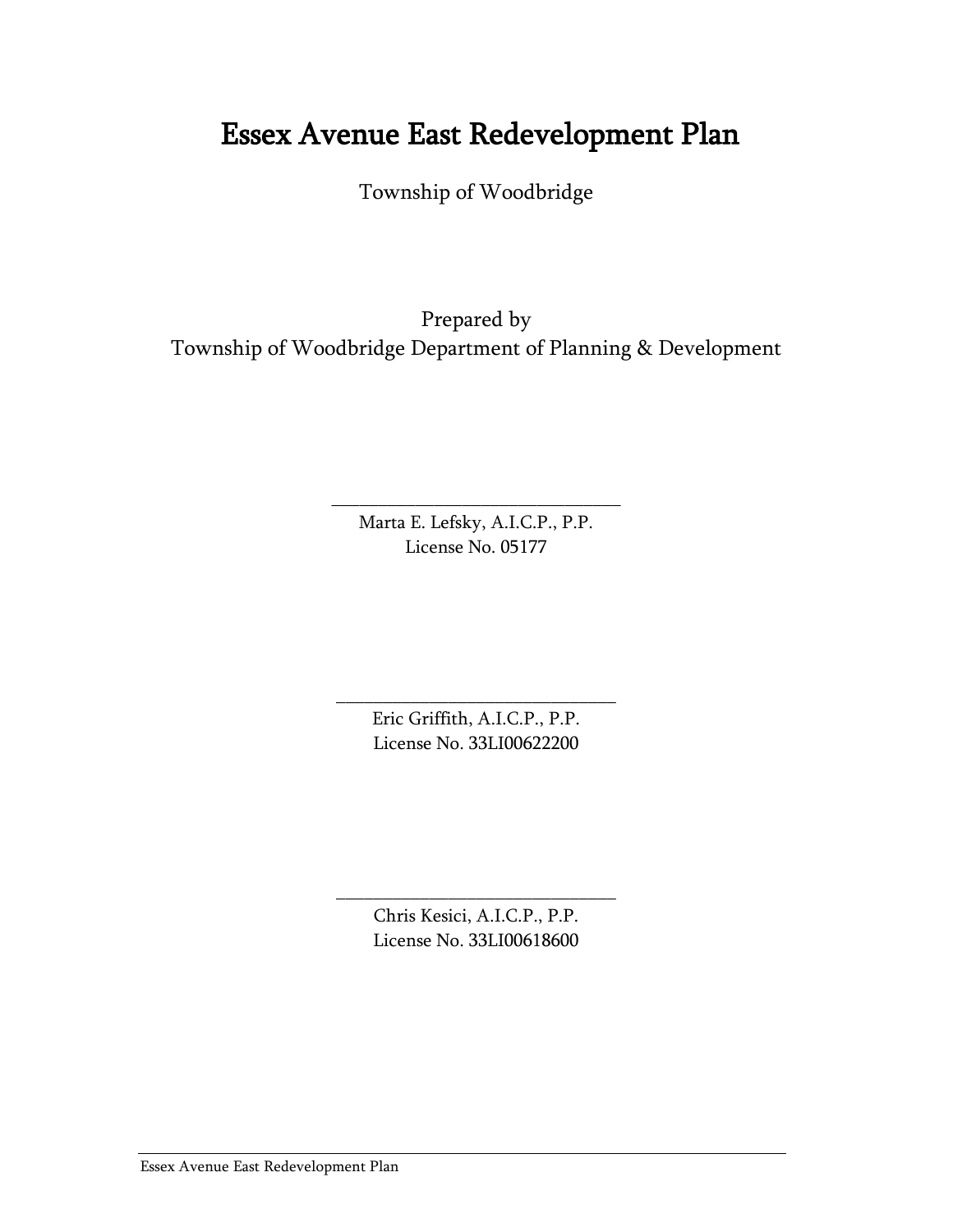# Essex Avenue East Redevelopment Plan

Township of Woodbridge

Prepared by
Township of Woodbridge Department of Planning & Development

_______________________________
Marta E. Lefsky, A.I.C.P., P.P.
License No. 05177

_______________________________
Eric Griffith, A.I.C.P., P.P.
License No. 33LI00622200

_______________________________
Chris Kesici, A.I.C.P., P.P.
License No. 33LI00618600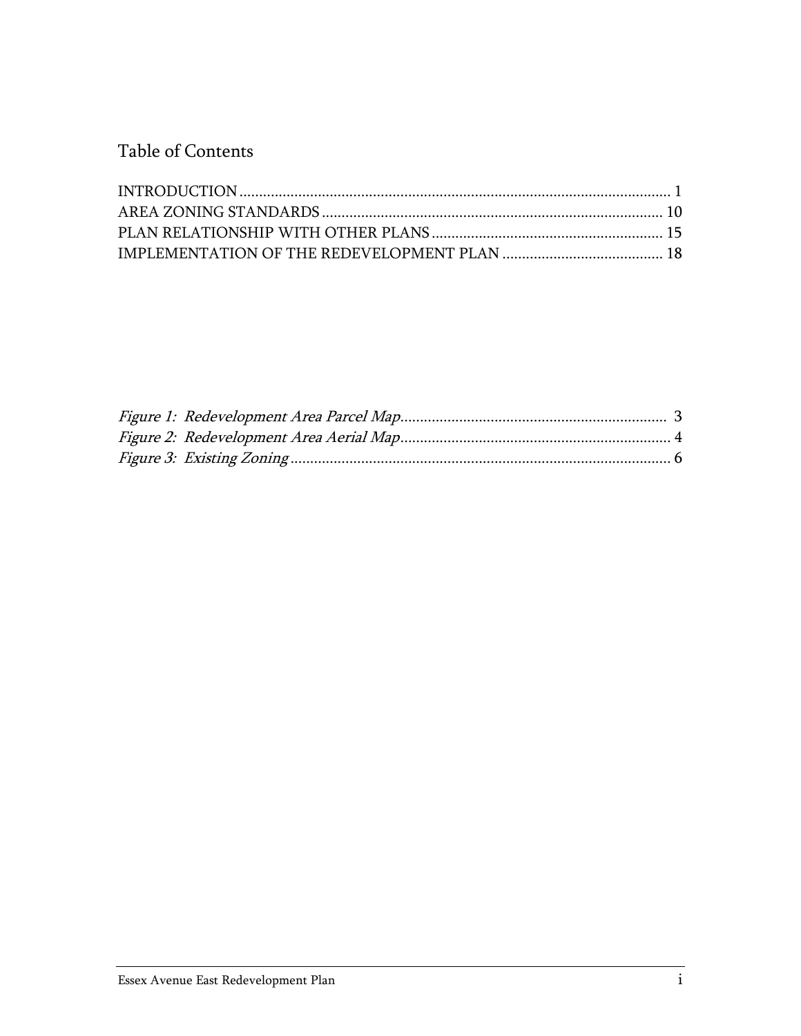## Table of Contents

INTRODUCTION ............................................................................................................ 1
AREA ZONING STANDARDS ...................................................................................... 10
PLAN RELATIONSHIP WITH OTHER PLANS ........................................................... 15
IMPLEMENTATION OF THE REDEVELOPMENT PLAN ......................................... 18

*Figure 1: Redevelopment Area Parcel Map* ................................................................... 3
*Figure 2: Redevelopment Area Aerial Map* ..................................................................... 4
*Figure 3: Existing Zoning* ................................................................................................. 6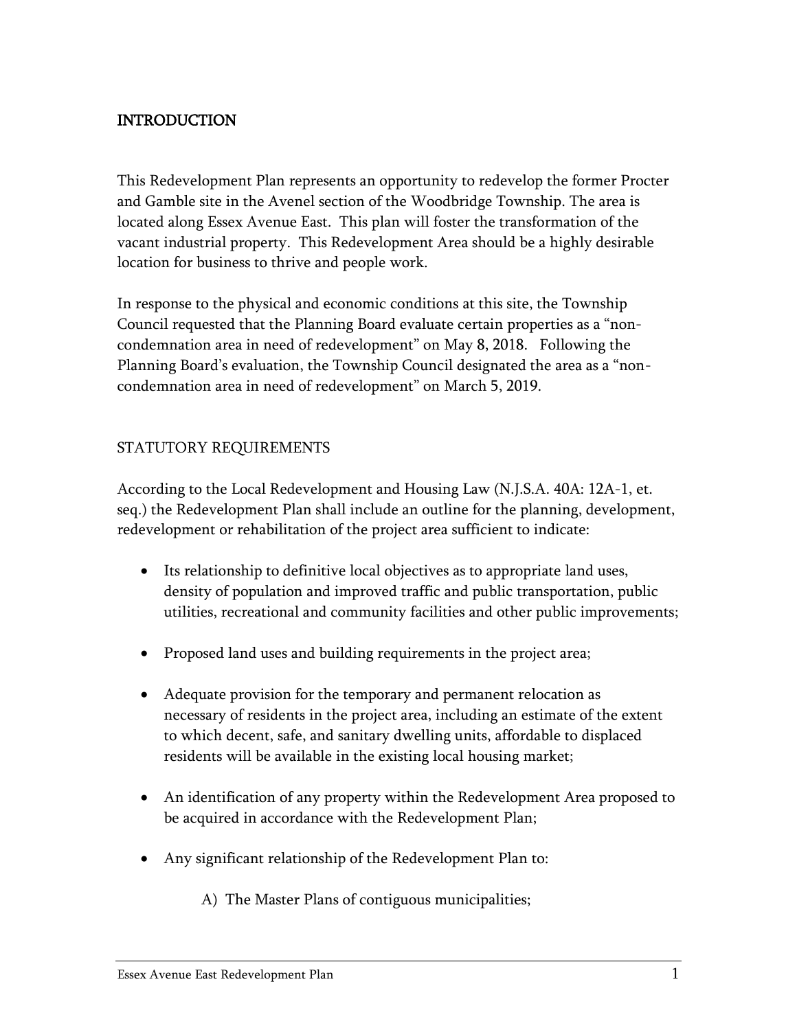## INTRODUCTION

This Redevelopment Plan represents an opportunity to redevelop the former Procter and Gamble site in the Avenel section of the Woodbridge Township. The area is located along Essex Avenue East. This plan will foster the transformation of the vacant industrial property. This Redevelopment Area should be a highly desirable location for business to thrive and people work.

In response to the physical and economic conditions at this site, the Township Council requested that the Planning Board evaluate certain properties as a "non-condemnation area in need of redevelopment" on May 8, 2018. Following the Planning Board's evaluation, the Township Council designated the area as a "non-condemnation area in need of redevelopment" on March 5, 2019.

### STATUTORY REQUIREMENTS

According to the Local Redevelopment and Housing Law (N.J.S.A. 40A: 12A-1, et. seq.) the Redevelopment Plan shall include an outline for the planning, development, redevelopment or rehabilitation of the project area sufficient to indicate:

- Its relationship to definitive local objectives as to appropriate land uses, density of population and improved traffic and public transportation, public utilities, recreational and community facilities and other public improvements;

- Proposed land uses and building requirements in the project area;

- Adequate provision for the temporary and permanent relocation as necessary of residents in the project area, including an estimate of the extent to which decent, safe, and sanitary dwelling units, affordable to displaced residents will be available in the existing local housing market;

- An identification of any property within the Redevelopment Area proposed to be acquired in accordance with the Redevelopment Plan;

- Any significant relationship of the Redevelopment Plan to:

  A) The Master Plans of contiguous municipalities;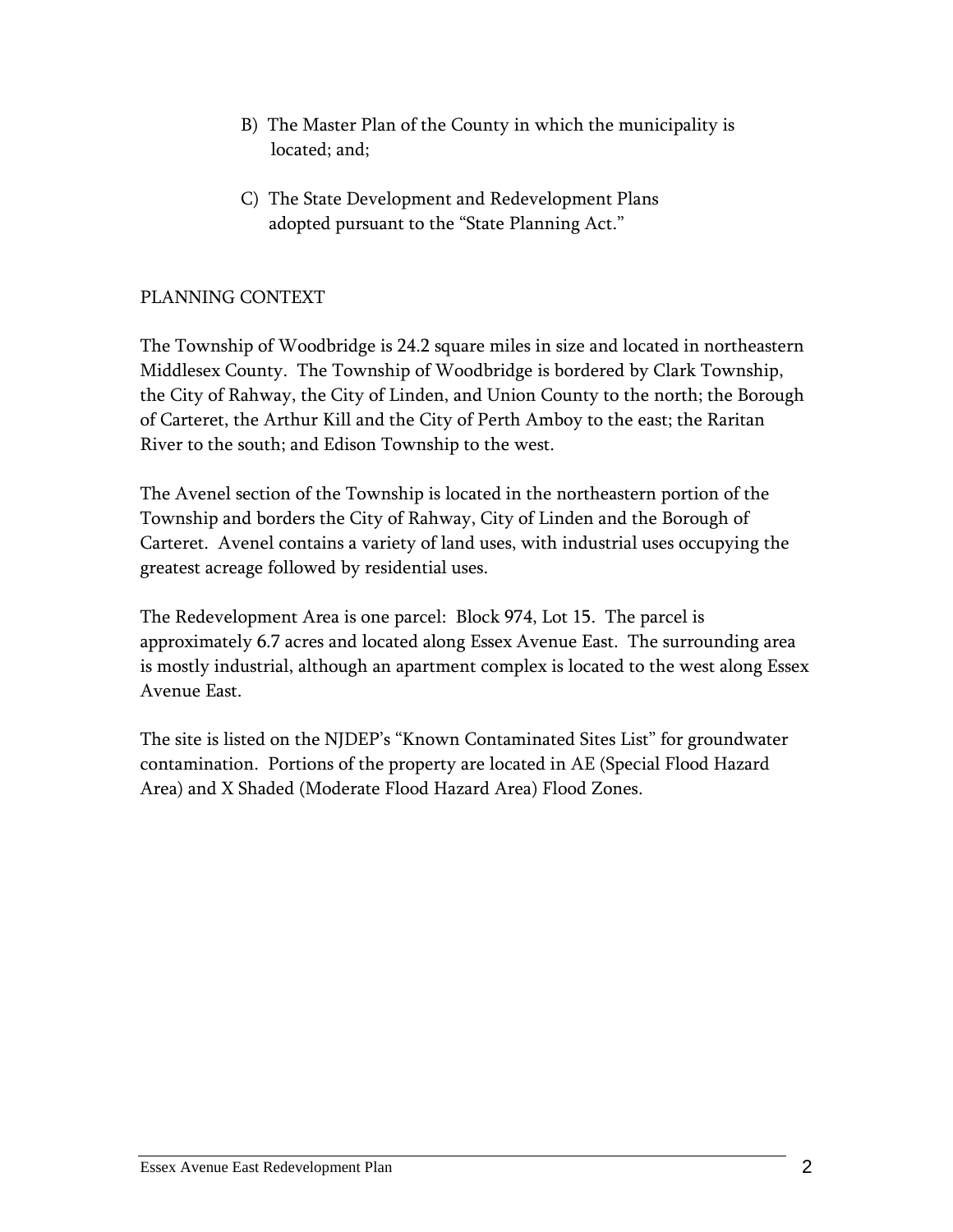B) The Master Plan of the County in which the municipality is located; and;

C) The State Development and Redevelopment Plans adopted pursuant to the "State Planning Act."

## PLANNING CONTEXT

The Township of Woodbridge is 24.2 square miles in size and located in northeastern Middlesex County. The Township of Woodbridge is bordered by Clark Township, the City of Rahway, the City of Linden, and Union County to the north; the Borough of Carteret, the Arthur Kill and the City of Perth Amboy to the east; the Raritan River to the south; and Edison Township to the west.

The Avenel section of the Township is located in the northeastern portion of the Township and borders the City of Rahway, City of Linden and the Borough of Carteret. Avenel contains a variety of land uses, with industrial uses occupying the greatest acreage followed by residential uses.

The Redevelopment Area is one parcel: Block 974, Lot 15. The parcel is approximately 6.7 acres and located along Essex Avenue East. The surrounding area is mostly industrial, although an apartment complex is located to the west along Essex Avenue East.

The site is listed on the NJDEP's "Known Contaminated Sites List" for groundwater contamination. Portions of the property are located in AE (Special Flood Hazard Area) and X Shaded (Moderate Flood Hazard Area) Flood Zones.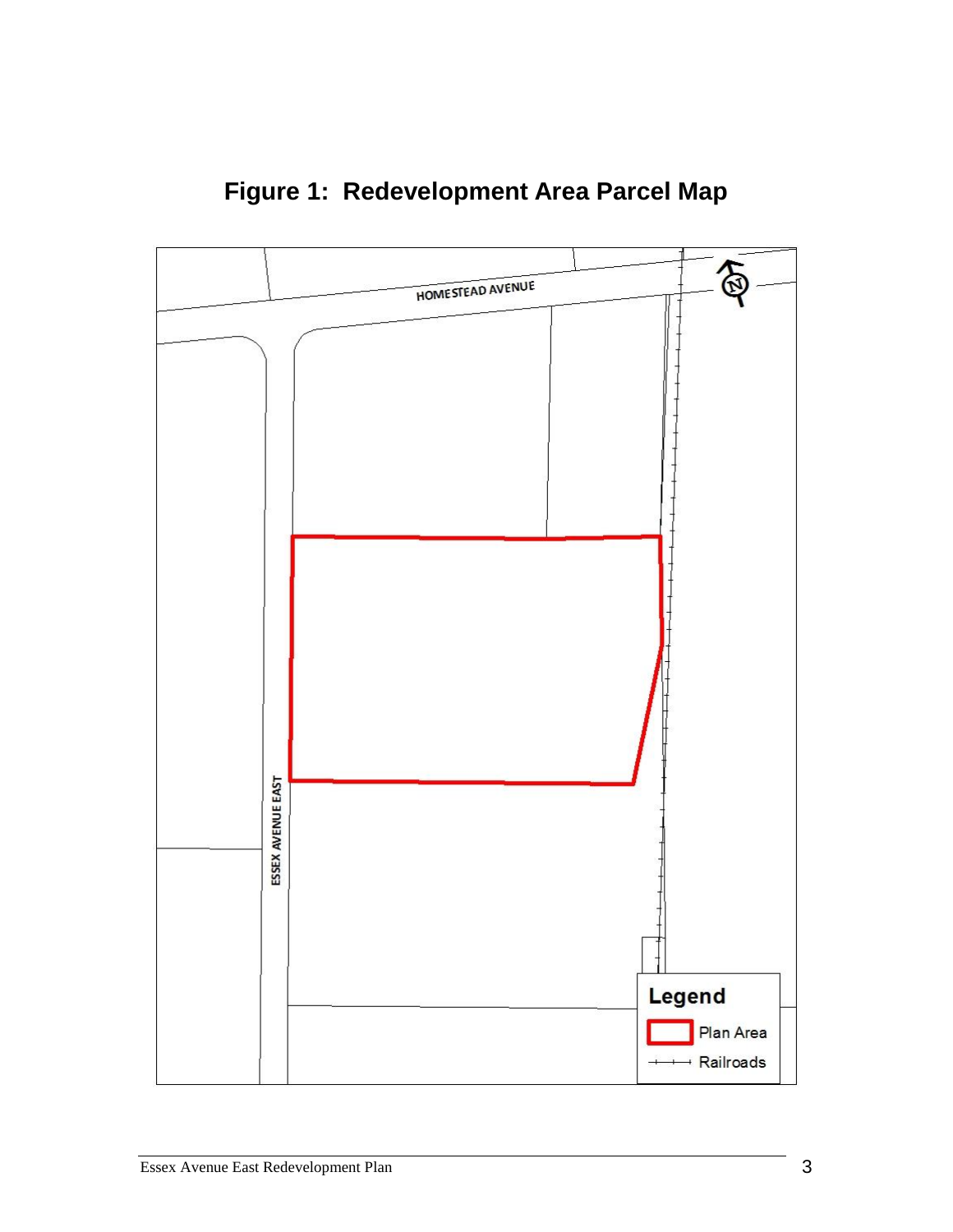# Figure 1: Redevelopment Area Parcel Map

HOMESTEAD AVENUE

ESSEX AVENUE EAST

N

Legend

Plan Area

Railroads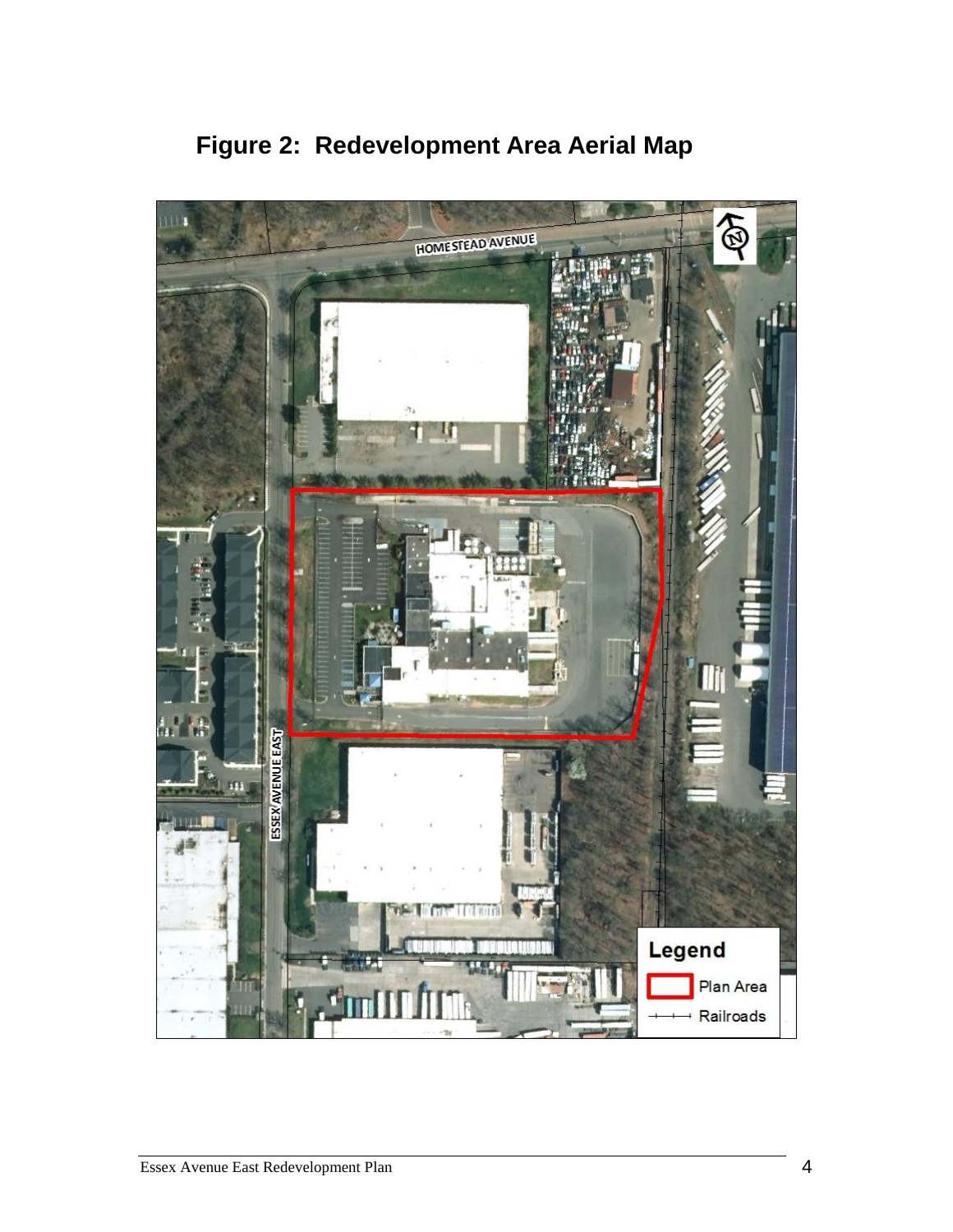# Figure 2: Redevelopment Area Aerial Map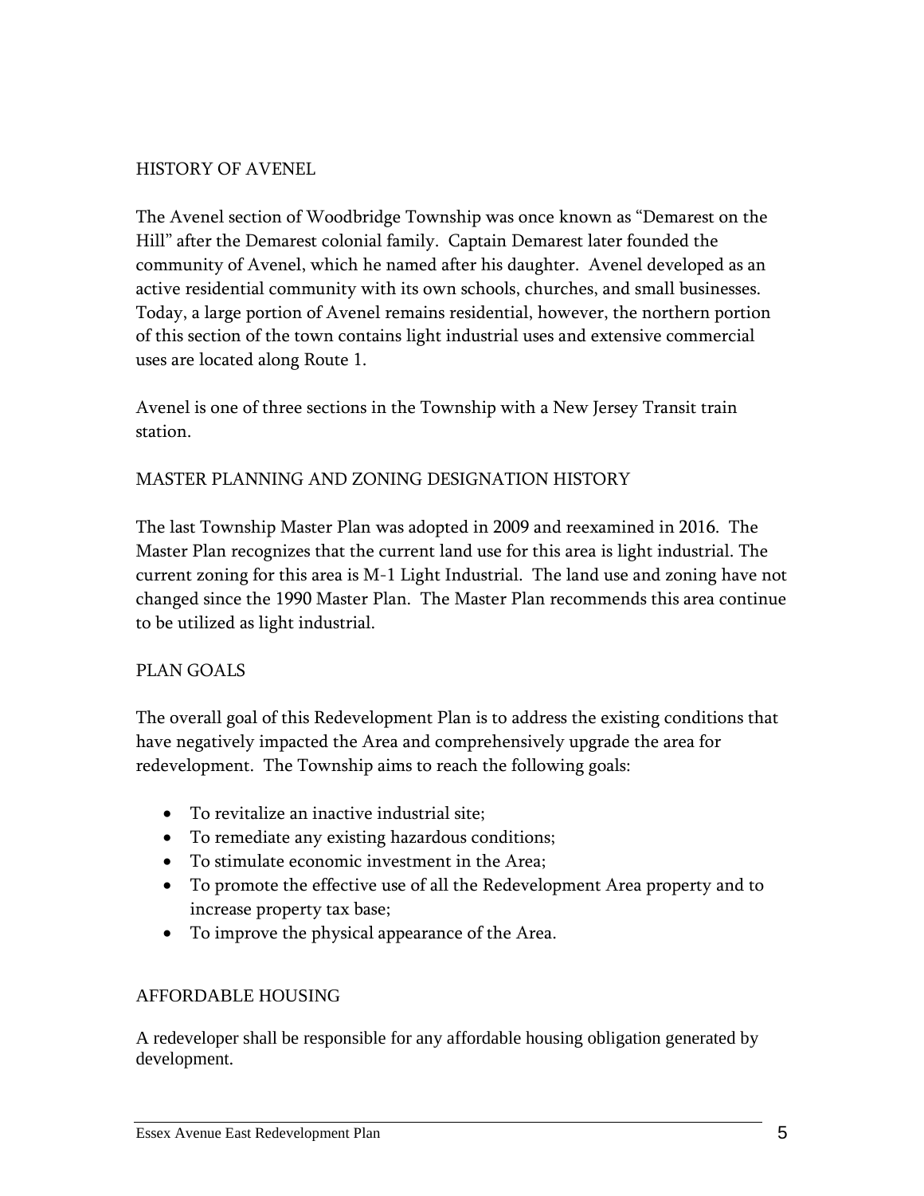## HISTORY OF AVENEL

The Avenel section of Woodbridge Township was once known as "Demarest on the Hill" after the Demarest colonial family. Captain Demarest later founded the community of Avenel, which he named after his daughter. Avenel developed as an active residential community with its own schools, churches, and small businesses. Today, a large portion of Avenel remains residential, however, the northern portion of this section of the town contains light industrial uses and extensive commercial uses are located along Route 1.

Avenel is one of three sections in the Township with a New Jersey Transit train station.

## MASTER PLANNING AND ZONING DESIGNATION HISTORY

The last Township Master Plan was adopted in 2009 and reexamined in 2016. The Master Plan recognizes that the current land use for this area is light industrial. The current zoning for this area is M-1 Light Industrial. The land use and zoning have not changed since the 1990 Master Plan. The Master Plan recommends this area continue to be utilized as light industrial.

## PLAN GOALS

The overall goal of this Redevelopment Plan is to address the existing conditions that have negatively impacted the Area and comprehensively upgrade the area for redevelopment. The Township aims to reach the following goals:

- To revitalize an inactive industrial site;
- To remediate any existing hazardous conditions;
- To stimulate economic investment in the Area;
- To promote the effective use of all the Redevelopment Area property and to increase property tax base;
- To improve the physical appearance of the Area.

## AFFORDABLE HOUSING

A redeveloper shall be responsible for any affordable housing obligation generated by development.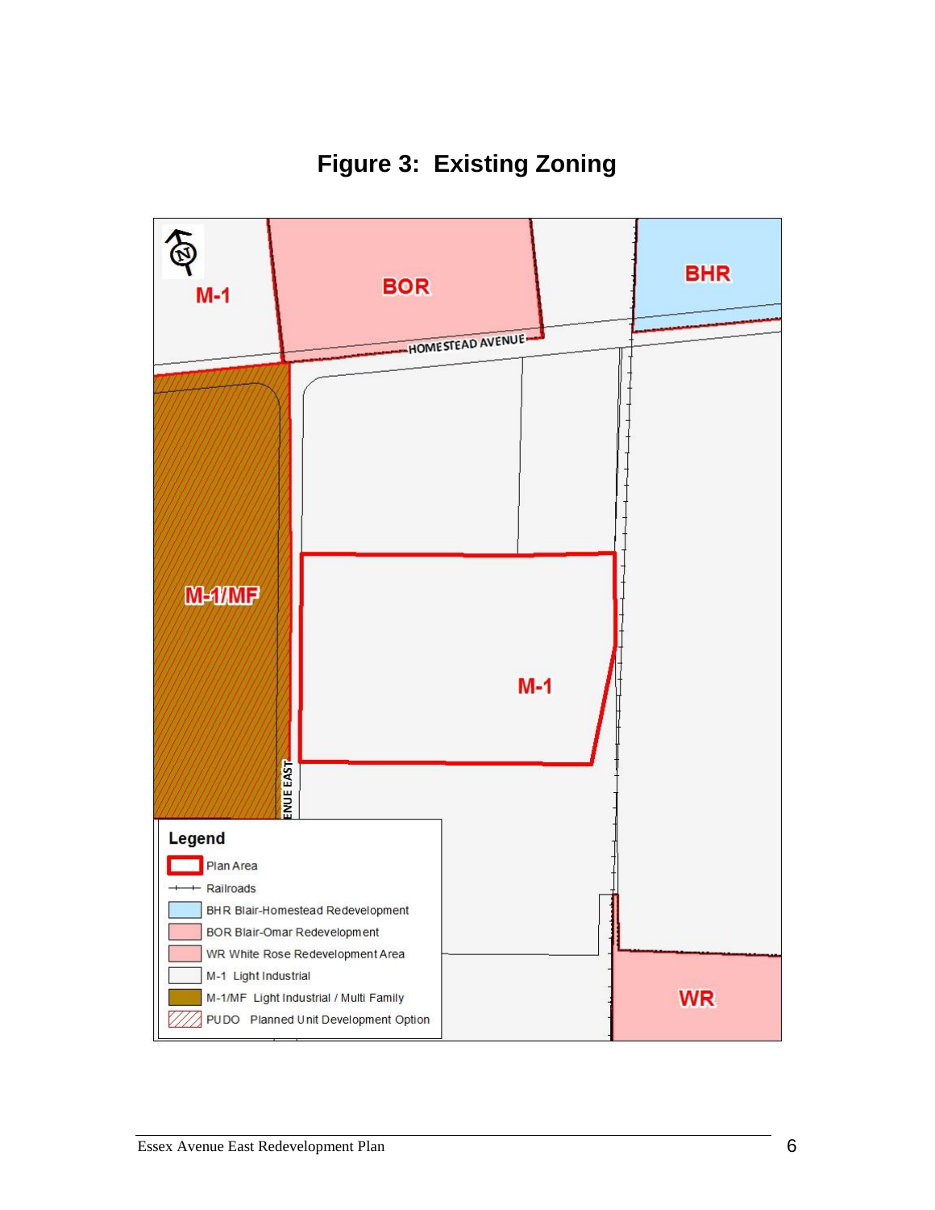# Figure 3: Existing Zoning

M-1

BOR

BHR

HOMESTEAD AVENUE

M-1/MF

M-1

ENUE EAST

WR

Legend

Plan Area

Railroads

BHR Blair-Homestead Redevelopment

BOR Blair-Omar Redevelopment

WR White Rose Redevelopment Area

M-1 Light Industrial

M-1/MF Light Industrial / Multi Family

PUDO Planned Unit Development Option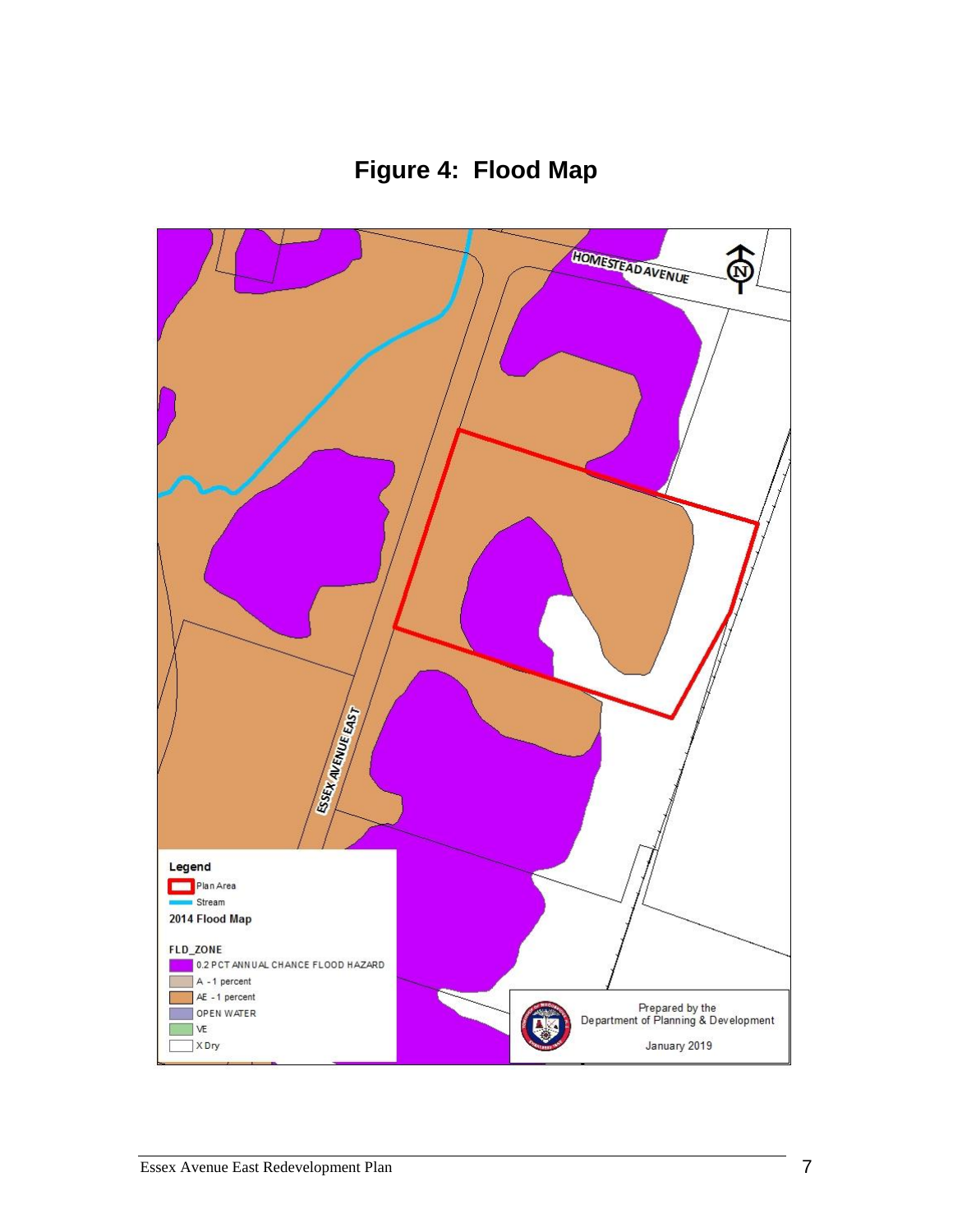# Figure 4: Flood Map

HOMESTEAD AVENUE

ESSEX AVENUE EAST

**Legend**

Plan Area

Stream

**2014 Flood Map**

**FLD_ZONE**

0.2 PCT ANNUAL CHANCE FLOOD HAZARD

A - 1 percent

AE - 1 percent

OPEN WATER

VE

X Dry

Prepared by the Department of Planning & Development

January 2019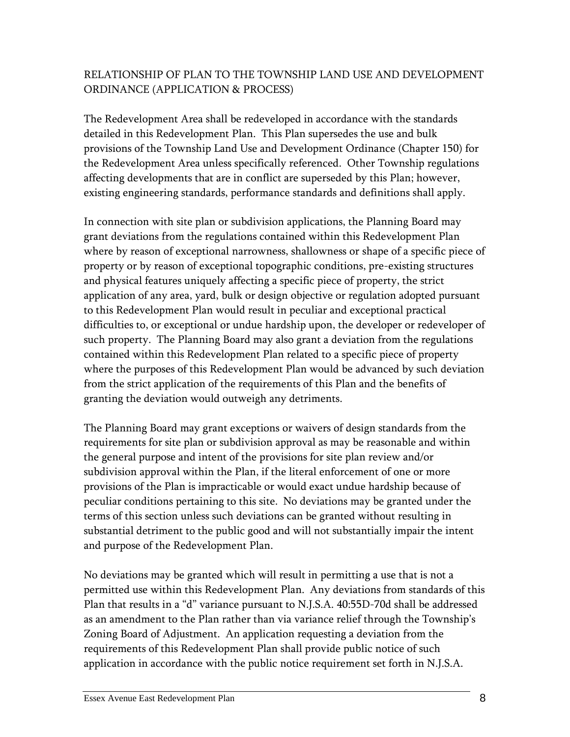## RELATIONSHIP OF PLAN TO THE TOWNSHIP LAND USE AND DEVELOPMENT ORDINANCE (APPLICATION & PROCESS)

The Redevelopment Area shall be redeveloped in accordance with the standards detailed in this Redevelopment Plan. This Plan supersedes the use and bulk provisions of the Township Land Use and Development Ordinance (Chapter 150) for the Redevelopment Area unless specifically referenced. Other Township regulations affecting developments that are in conflict are superseded by this Plan; however, existing engineering standards, performance standards and definitions shall apply.

In connection with site plan or subdivision applications, the Planning Board may grant deviations from the regulations contained within this Redevelopment Plan where by reason of exceptional narrowness, shallowness or shape of a specific piece of property or by reason of exceptional topographic conditions, pre-existing structures and physical features uniquely affecting a specific piece of property, the strict application of any area, yard, bulk or design objective or regulation adopted pursuant to this Redevelopment Plan would result in peculiar and exceptional practical difficulties to, or exceptional or undue hardship upon, the developer or redeveloper of such property. The Planning Board may also grant a deviation from the regulations contained within this Redevelopment Plan related to a specific piece of property where the purposes of this Redevelopment Plan would be advanced by such deviation from the strict application of the requirements of this Plan and the benefits of granting the deviation would outweigh any detriments.

The Planning Board may grant exceptions or waivers of design standards from the requirements for site plan or subdivision approval as may be reasonable and within the general purpose and intent of the provisions for site plan review and/or subdivision approval within the Plan, if the literal enforcement of one or more provisions of the Plan is impracticable or would exact undue hardship because of peculiar conditions pertaining to this site. No deviations may be granted under the terms of this section unless such deviations can be granted without resulting in substantial detriment to the public good and will not substantially impair the intent and purpose of the Redevelopment Plan.

No deviations may be granted which will result in permitting a use that is not a permitted use within this Redevelopment Plan. Any deviations from standards of this Plan that results in a "d" variance pursuant to N.J.S.A. 40:55D-70d shall be addressed as an amendment to the Plan rather than via variance relief through the Township's Zoning Board of Adjustment. An application requesting a deviation from the requirements of this Redevelopment Plan shall provide public notice of such application in accordance with the public notice requirement set forth in N.J.S.A.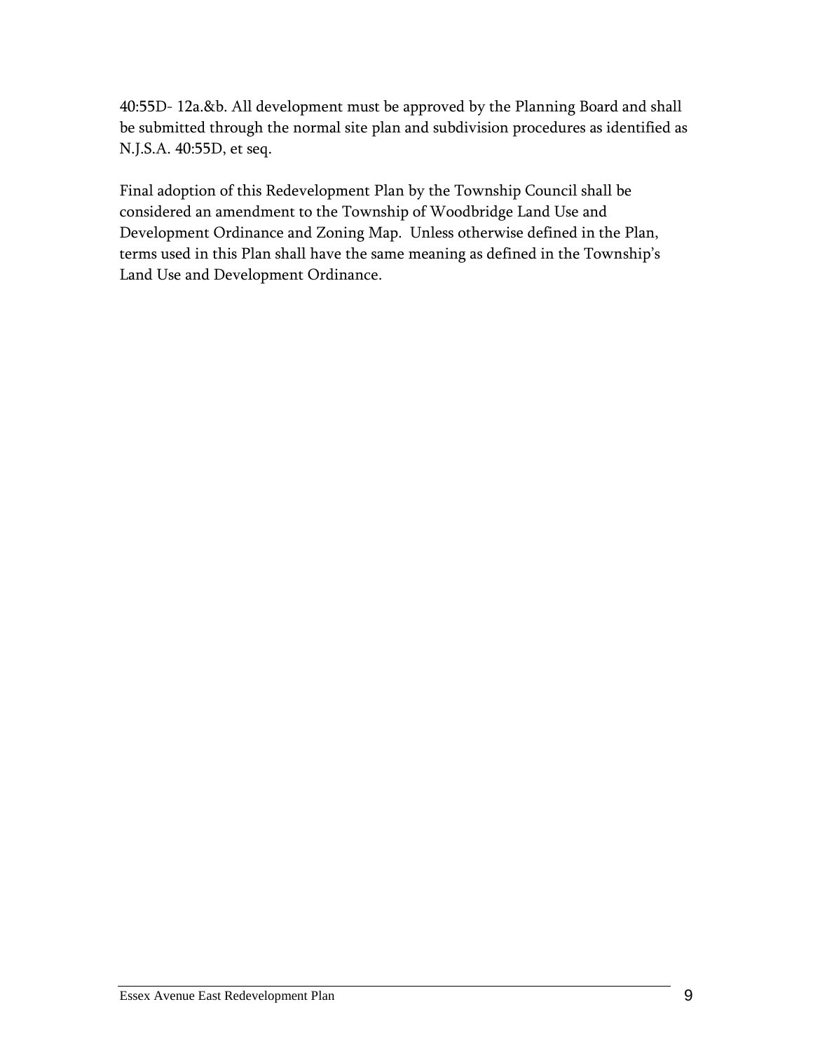40:55D- 12a.&b. All development must be approved by the Planning Board and shall be submitted through the normal site plan and subdivision procedures as identified as N.J.S.A. 40:55D, et seq.

Final adoption of this Redevelopment Plan by the Township Council shall be considered an amendment to the Township of Woodbridge Land Use and Development Ordinance and Zoning Map. Unless otherwise defined in the Plan, terms used in this Plan shall have the same meaning as defined in the Township's Land Use and Development Ordinance.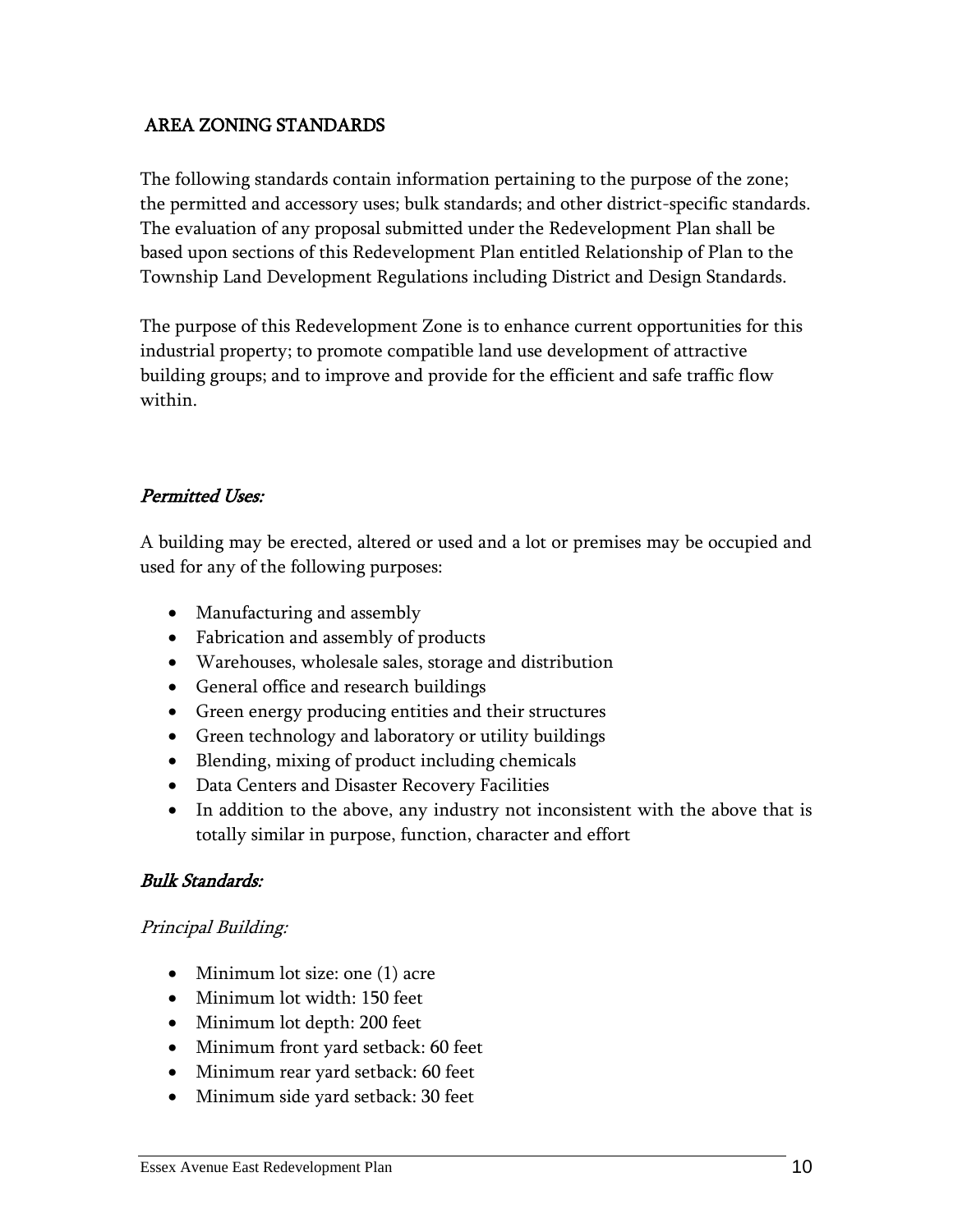## AREA ZONING STANDARDS

The following standards contain information pertaining to the purpose of the zone; the permitted and accessory uses; bulk standards; and other district-specific standards. The evaluation of any proposal submitted under the Redevelopment Plan shall be based upon sections of this Redevelopment Plan entitled Relationship of Plan to the Township Land Development Regulations including District and Design Standards.

The purpose of this Redevelopment Zone is to enhance current opportunities for this industrial property; to promote compatible land use development of attractive building groups; and to improve and provide for the efficient and safe traffic flow within.

### *Permitted Uses:*

A building may be erected, altered or used and a lot or premises may be occupied and used for any of the following purposes:

- Manufacturing and assembly
- Fabrication and assembly of products
- Warehouses, wholesale sales, storage and distribution
- General office and research buildings
- Green energy producing entities and their structures
- Green technology and laboratory or utility buildings
- Blending, mixing of product including chemicals
- Data Centers and Disaster Recovery Facilities
- In addition to the above, any industry not inconsistent with the above that is totally similar in purpose, function, character and effort

### *Bulk Standards:*

*Principal Building:*

- Minimum lot size: one (1) acre
- Minimum lot width: 150 feet
- Minimum lot depth: 200 feet
- Minimum front yard setback: 60 feet
- Minimum rear yard setback: 60 feet
- Minimum side yard setback: 30 feet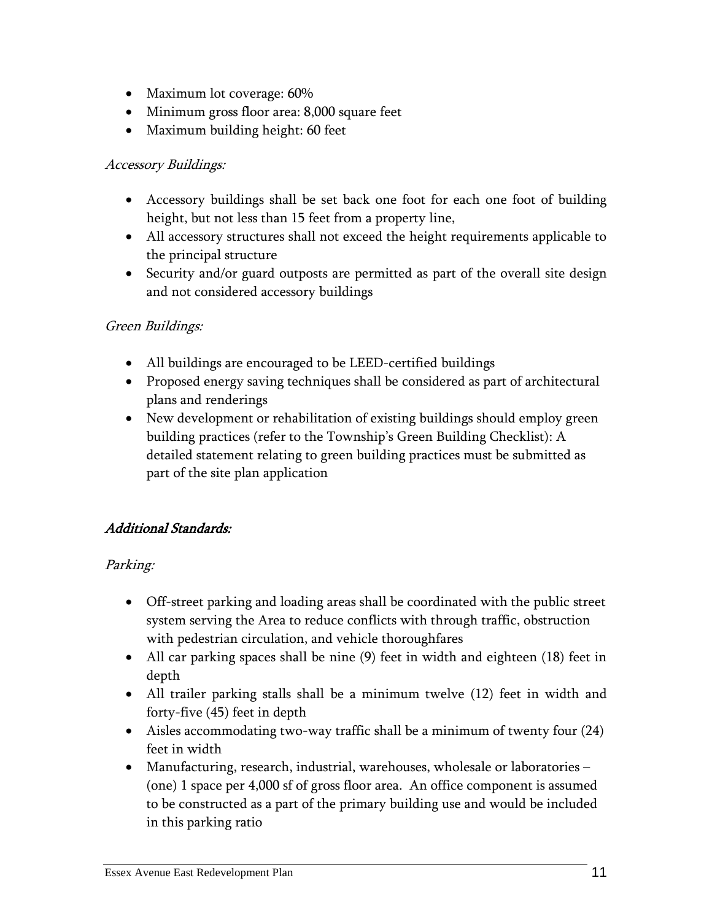- Maximum lot coverage: 60%
- Minimum gross floor area: 8,000 square feet
- Maximum building height: 60 feet

*Accessory Buildings:*

- Accessory buildings shall be set back one foot for each one foot of building height, but not less than 15 feet from a property line,
- All accessory structures shall not exceed the height requirements applicable to the principal structure
- Security and/or guard outposts are permitted as part of the overall site design and not considered accessory buildings

*Green Buildings:*

- All buildings are encouraged to be LEED-certified buildings
- Proposed energy saving techniques shall be considered as part of architectural plans and renderings
- New development or rehabilitation of existing buildings should employ green building practices (refer to the Township's Green Building Checklist): A detailed statement relating to green building practices must be submitted as part of the site plan application

## *Additional Standards:*

*Parking:*

- Off-street parking and loading areas shall be coordinated with the public street system serving the Area to reduce conflicts with through traffic, obstruction with pedestrian circulation, and vehicle thoroughfares
- All car parking spaces shall be nine (9) feet in width and eighteen (18) feet in depth
- All trailer parking stalls shall be a minimum twelve (12) feet in width and forty-five (45) feet in depth
- Aisles accommodating two-way traffic shall be a minimum of twenty four (24) feet in width
- Manufacturing, research, industrial, warehouses, wholesale or laboratories – (one) 1 space per 4,000 sf of gross floor area. An office component is assumed to be constructed as a part of the primary building use and would be included in this parking ratio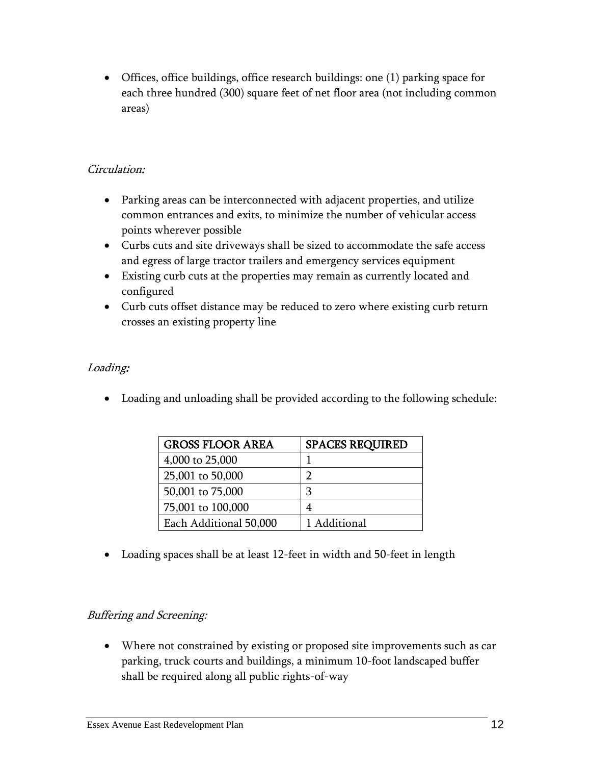- Offices, office buildings, office research buildings: one (1) parking space for each three hundred (300) square feet of net floor area (not including common areas)

*Circulation:*

- Parking areas can be interconnected with adjacent properties, and utilize common entrances and exits, to minimize the number of vehicular access points wherever possible
- Curbs cuts and site driveways shall be sized to accommodate the safe access and egress of large tractor trailers and emergency services equipment
- Existing curb cuts at the properties may remain as currently located and configured
- Curb cuts offset distance may be reduced to zero where existing curb return crosses an existing property line

*Loading:*

- Loading and unloading shall be provided according to the following schedule:

| GROSS FLOOR AREA | SPACES REQUIRED |
|---|---|
| 4,000 to 25,000 | 1 |
| 25,001 to 50,000 | 2 |
| 50,001 to 75,000 | 3 |
| 75,001 to 100,000 | 4 |
| Each Additional 50,000 | 1 Additional |

- Loading spaces shall be at least 12-feet in width and 50-feet in length

*Buffering and Screening:*

- Where not constrained by existing or proposed site improvements such as car parking, truck courts and buildings, a minimum 10-foot landscaped buffer shall be required along all public rights-of-way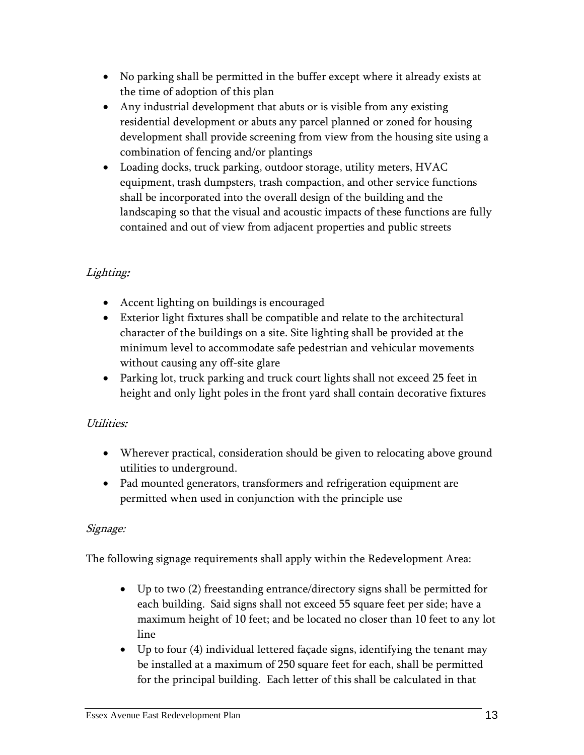- No parking shall be permitted in the buffer except where it already exists at the time of adoption of this plan
- Any industrial development that abuts or is visible from any existing residential development or abuts any parcel planned or zoned for housing development shall provide screening from view from the housing site using a combination of fencing and/or plantings
- Loading docks, truck parking, outdoor storage, utility meters, HVAC equipment, trash dumpsters, trash compaction, and other service functions shall be incorporated into the overall design of the building and the landscaping so that the visual and acoustic impacts of these functions are fully contained and out of view from adjacent properties and public streets

*Lighting:*

- Accent lighting on buildings is encouraged
- Exterior light fixtures shall be compatible and relate to the architectural character of the buildings on a site. Site lighting shall be provided at the minimum level to accommodate safe pedestrian and vehicular movements without causing any off-site glare
- Parking lot, truck parking and truck court lights shall not exceed 25 feet in height and only light poles in the front yard shall contain decorative fixtures

*Utilities:*

- Wherever practical, consideration should be given to relocating above ground utilities to underground.
- Pad mounted generators, transformers and refrigeration equipment are permitted when used in conjunction with the principle use

*Signage:*

The following signage requirements shall apply within the Redevelopment Area:

- Up to two (2) freestanding entrance/directory signs shall be permitted for each building. Said signs shall not exceed 55 square feet per side; have a maximum height of 10 feet; and be located no closer than 10 feet to any lot line
- Up to four (4) individual lettered façade signs, identifying the tenant may be installed at a maximum of 250 square feet for each, shall be permitted for the principal building. Each letter of this shall be calculated in that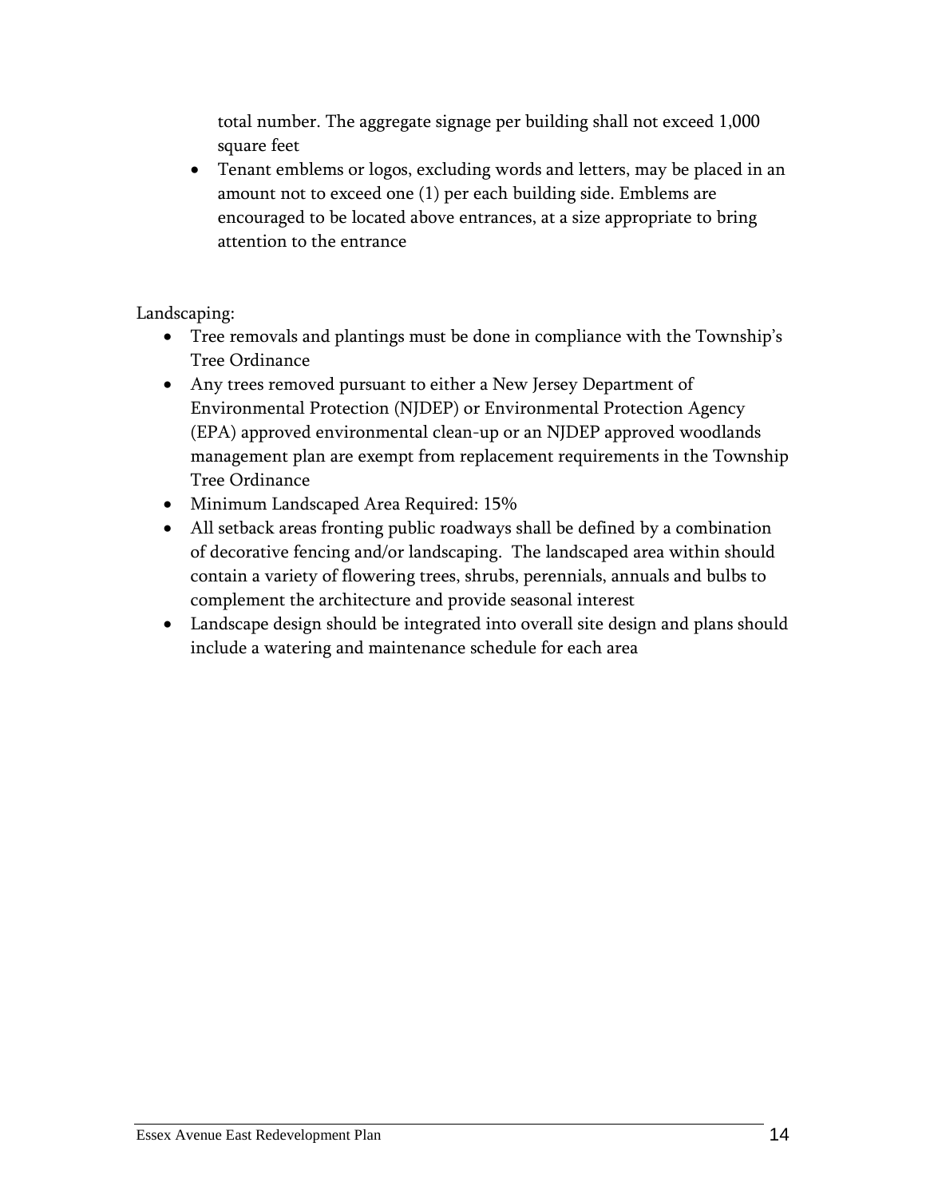total number. The aggregate signage per building shall not exceed 1,000 square feet

- Tenant emblems or logos, excluding words and letters, may be placed in an amount not to exceed one (1) per each building side. Emblems are encouraged to be located above entrances, at a size appropriate to bring attention to the entrance

Landscaping:

- Tree removals and plantings must be done in compliance with the Township's Tree Ordinance
- Any trees removed pursuant to either a New Jersey Department of Environmental Protection (NJDEP) or Environmental Protection Agency (EPA) approved environmental clean-up or an NJDEP approved woodlands management plan are exempt from replacement requirements in the Township Tree Ordinance
- Minimum Landscaped Area Required: 15%
- All setback areas fronting public roadways shall be defined by a combination of decorative fencing and/or landscaping. The landscaped area within should contain a variety of flowering trees, shrubs, perennials, annuals and bulbs to complement the architecture and provide seasonal interest
- Landscape design should be integrated into overall site design and plans should include a watering and maintenance schedule for each area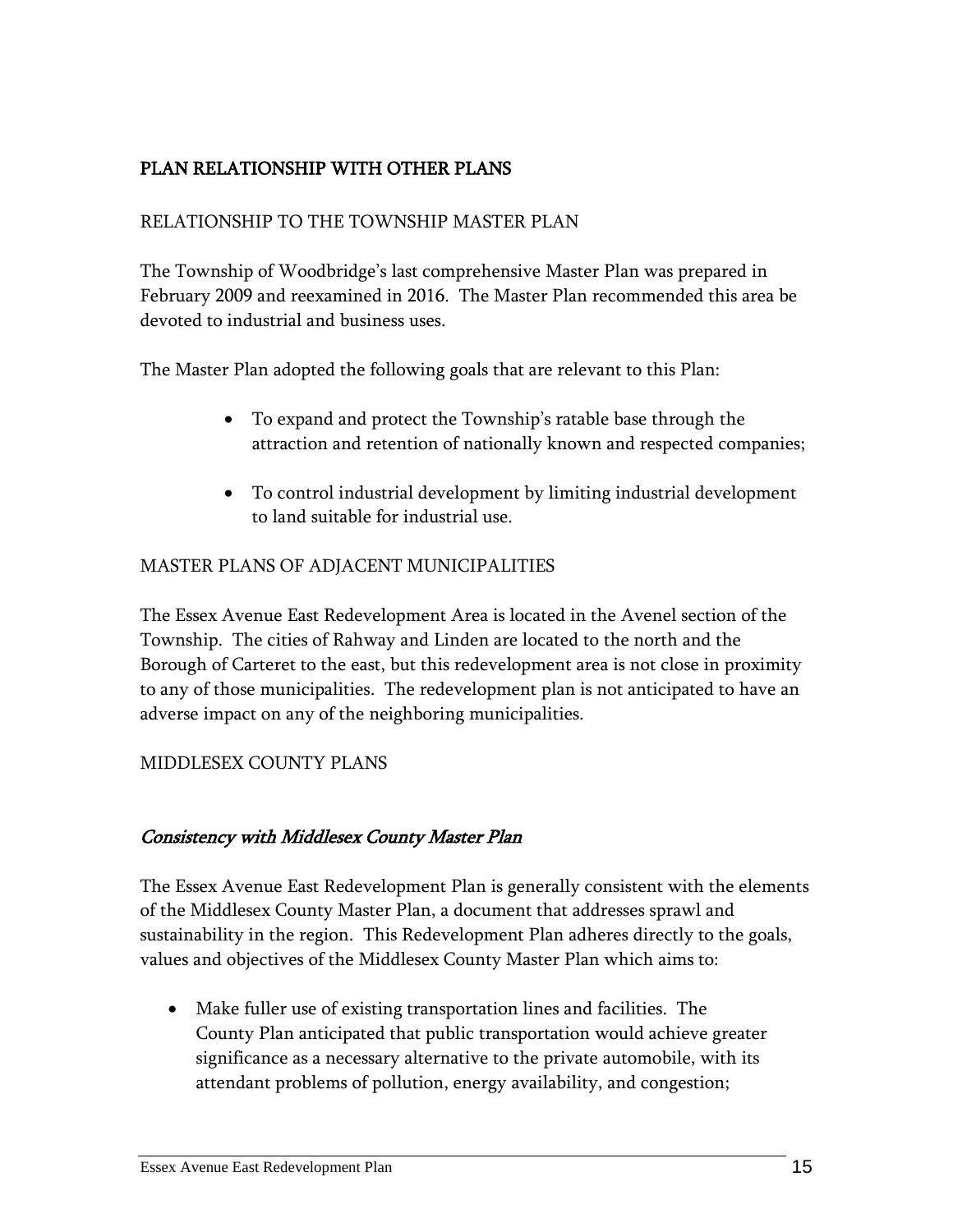## PLAN RELATIONSHIP WITH OTHER PLANS

### RELATIONSHIP TO THE TOWNSHIP MASTER PLAN

The Township of Woodbridge's last comprehensive Master Plan was prepared in February 2009 and reexamined in 2016. The Master Plan recommended this area be devoted to industrial and business uses.

The Master Plan adopted the following goals that are relevant to this Plan:

- To expand and protect the Township's ratable base through the attraction and retention of nationally known and respected companies;
- To control industrial development by limiting industrial development to land suitable for industrial use.

### MASTER PLANS OF ADJACENT MUNICIPALITIES

The Essex Avenue East Redevelopment Area is located in the Avenel section of the Township. The cities of Rahway and Linden are located to the north and the Borough of Carteret to the east, but this redevelopment area is not close in proximity to any of those municipalities. The redevelopment plan is not anticipated to have an adverse impact on any of the neighboring municipalities.

### MIDDLESEX COUNTY PLANS

#### *Consistency with Middlesex County Master Plan*

The Essex Avenue East Redevelopment Plan is generally consistent with the elements of the Middlesex County Master Plan, a document that addresses sprawl and sustainability in the region. This Redevelopment Plan adheres directly to the goals, values and objectives of the Middlesex County Master Plan which aims to:

- Make fuller use of existing transportation lines and facilities. The County Plan anticipated that public transportation would achieve greater significance as a necessary alternative to the private automobile, with its attendant problems of pollution, energy availability, and congestion;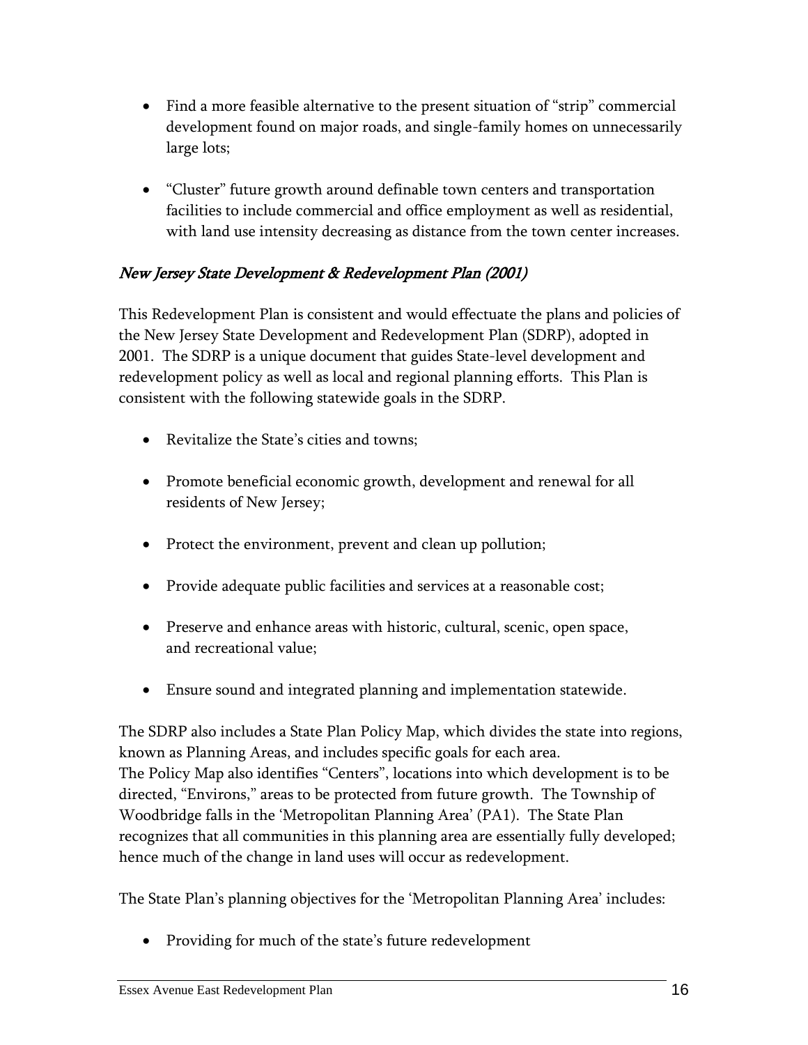- Find a more feasible alternative to the present situation of "strip" commercial development found on major roads, and single-family homes on unnecessarily large lots;

- "Cluster" future growth around definable town centers and transportation facilities to include commercial and office employment as well as residential, with land use intensity decreasing as distance from the town center increases.

### *New Jersey State Development & Redevelopment Plan (2001)*

This Redevelopment Plan is consistent and would effectuate the plans and policies of the New Jersey State Development and Redevelopment Plan (SDRP), adopted in 2001. The SDRP is a unique document that guides State-level development and redevelopment policy as well as local and regional planning efforts. This Plan is consistent with the following statewide goals in the SDRP.

- Revitalize the State's cities and towns;

- Promote beneficial economic growth, development and renewal for all residents of New Jersey;

- Protect the environment, prevent and clean up pollution;

- Provide adequate public facilities and services at a reasonable cost;

- Preserve and enhance areas with historic, cultural, scenic, open space, and recreational value;

- Ensure sound and integrated planning and implementation statewide.

The SDRP also includes a State Plan Policy Map, which divides the state into regions, known as Planning Areas, and includes specific goals for each area.
The Policy Map also identifies "Centers", locations into which development is to be directed, "Environs," areas to be protected from future growth. The Township of Woodbridge falls in the 'Metropolitan Planning Area' (PA1). The State Plan recognizes that all communities in this planning area are essentially fully developed; hence much of the change in land uses will occur as redevelopment.

The State Plan's planning objectives for the 'Metropolitan Planning Area' includes:

- Providing for much of the state's future redevelopment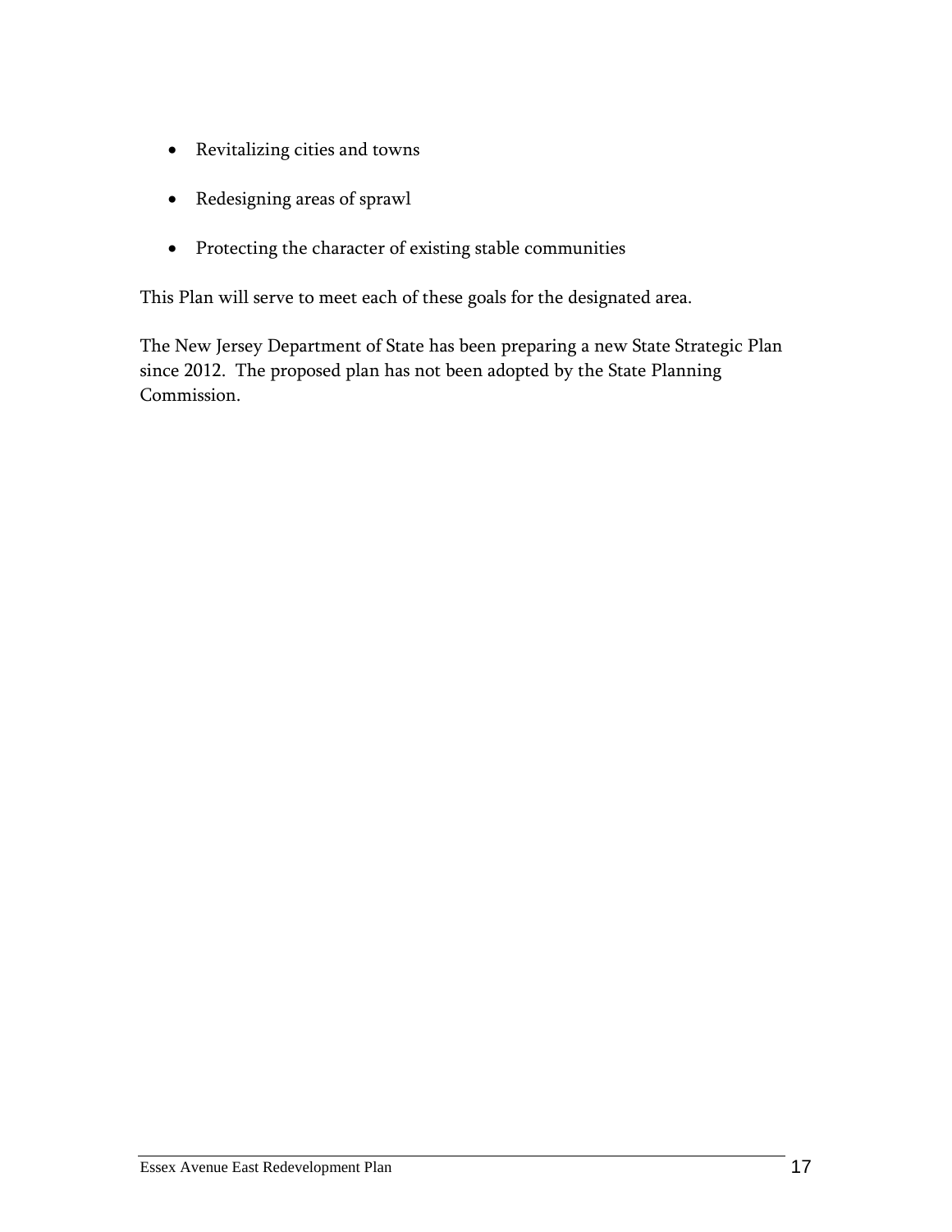- Revitalizing cities and towns
- Redesigning areas of sprawl
- Protecting the character of existing stable communities

This Plan will serve to meet each of these goals for the designated area.

The New Jersey Department of State has been preparing a new State Strategic Plan since 2012. The proposed plan has not been adopted by the State Planning Commission.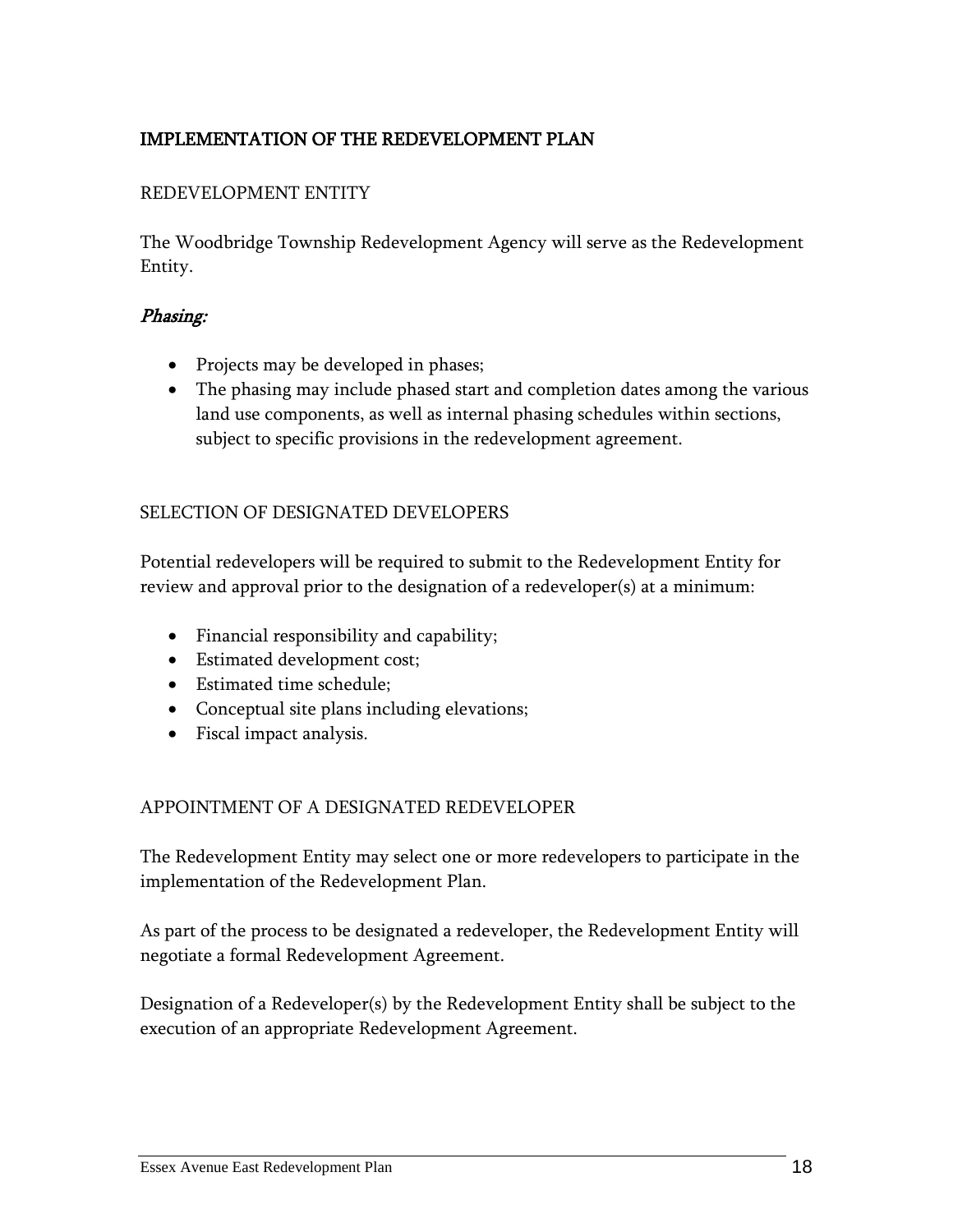## IMPLEMENTATION OF THE REDEVELOPMENT PLAN

### REDEVELOPMENT ENTITY

The Woodbridge Township Redevelopment Agency will serve as the Redevelopment Entity.

### *Phasing:*

- Projects may be developed in phases;
- The phasing may include phased start and completion dates among the various land use components, as well as internal phasing schedules within sections, subject to specific provisions in the redevelopment agreement.

### SELECTION OF DESIGNATED DEVELOPERS

Potential redevelopers will be required to submit to the Redevelopment Entity for review and approval prior to the designation of a redeveloper(s) at a minimum:

- Financial responsibility and capability;
- Estimated development cost;
- Estimated time schedule;
- Conceptual site plans including elevations;
- Fiscal impact analysis.

### APPOINTMENT OF A DESIGNATED REDEVELOPER

The Redevelopment Entity may select one or more redevelopers to participate in the implementation of the Redevelopment Plan.

As part of the process to be designated a redeveloper, the Redevelopment Entity will negotiate a formal Redevelopment Agreement.

Designation of a Redeveloper(s) by the Redevelopment Entity shall be subject to the execution of an appropriate Redevelopment Agreement.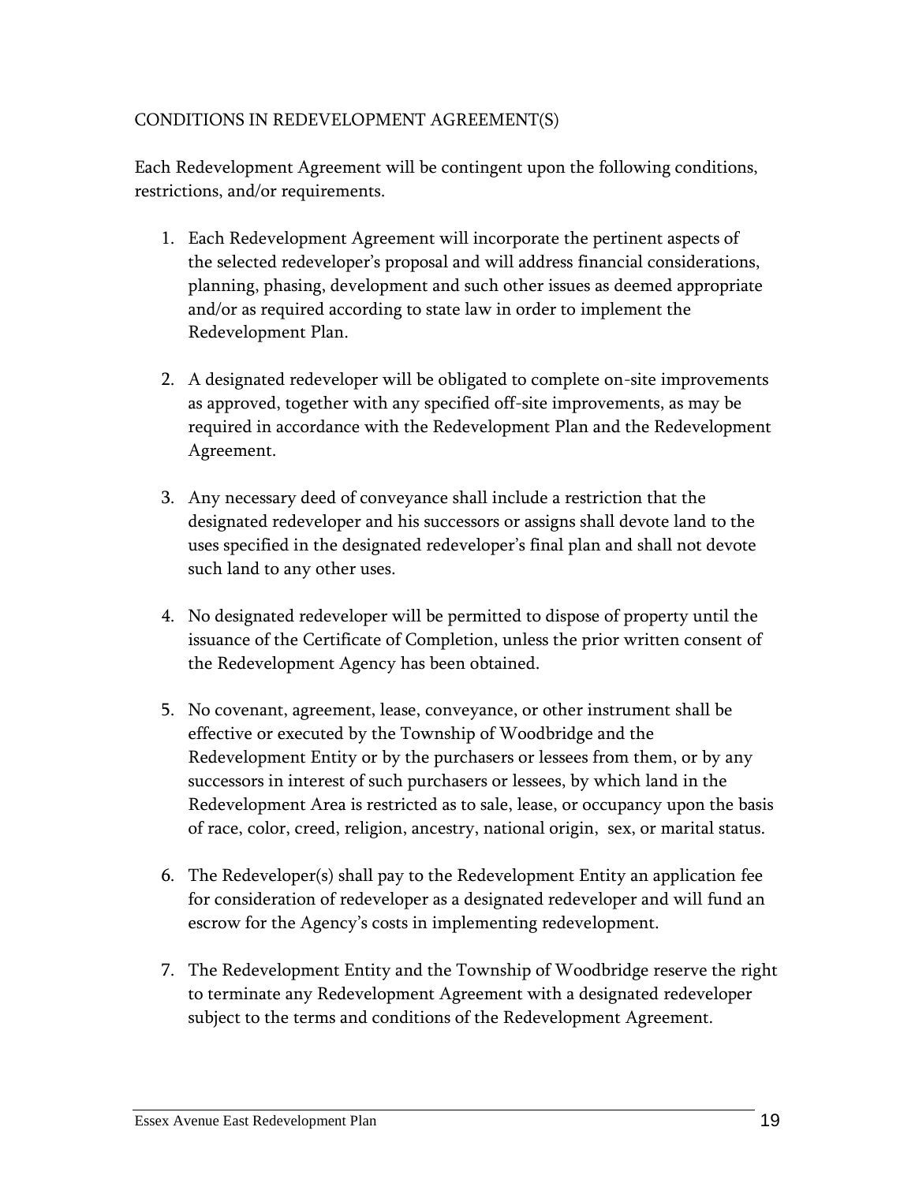## CONDITIONS IN REDEVELOPMENT AGREEMENT(S)

Each Redevelopment Agreement will be contingent upon the following conditions, restrictions, and/or requirements.

1. Each Redevelopment Agreement will incorporate the pertinent aspects of the selected redeveloper's proposal and will address financial considerations, planning, phasing, development and such other issues as deemed appropriate and/or as required according to state law in order to implement the Redevelopment Plan.

2. A designated redeveloper will be obligated to complete on-site improvements as approved, together with any specified off-site improvements, as may be required in accordance with the Redevelopment Plan and the Redevelopment Agreement.

3. Any necessary deed of conveyance shall include a restriction that the designated redeveloper and his successors or assigns shall devote land to the uses specified in the designated redeveloper's final plan and shall not devote such land to any other uses.

4. No designated redeveloper will be permitted to dispose of property until the issuance of the Certificate of Completion, unless the prior written consent of the Redevelopment Agency has been obtained.

5. No covenant, agreement, lease, conveyance, or other instrument shall be effective or executed by the Township of Woodbridge and the Redevelopment Entity or by the purchasers or lessees from them, or by any successors in interest of such purchasers or lessees, by which land in the Redevelopment Area is restricted as to sale, lease, or occupancy upon the basis of race, color, creed, religion, ancestry, national origin, sex, or marital status.

6. The Redeveloper(s) shall pay to the Redevelopment Entity an application fee for consideration of redeveloper as a designated redeveloper and will fund an escrow for the Agency's costs in implementing redevelopment.

7. The Redevelopment Entity and the Township of Woodbridge reserve the right to terminate any Redevelopment Agreement with a designated redeveloper subject to the terms and conditions of the Redevelopment Agreement.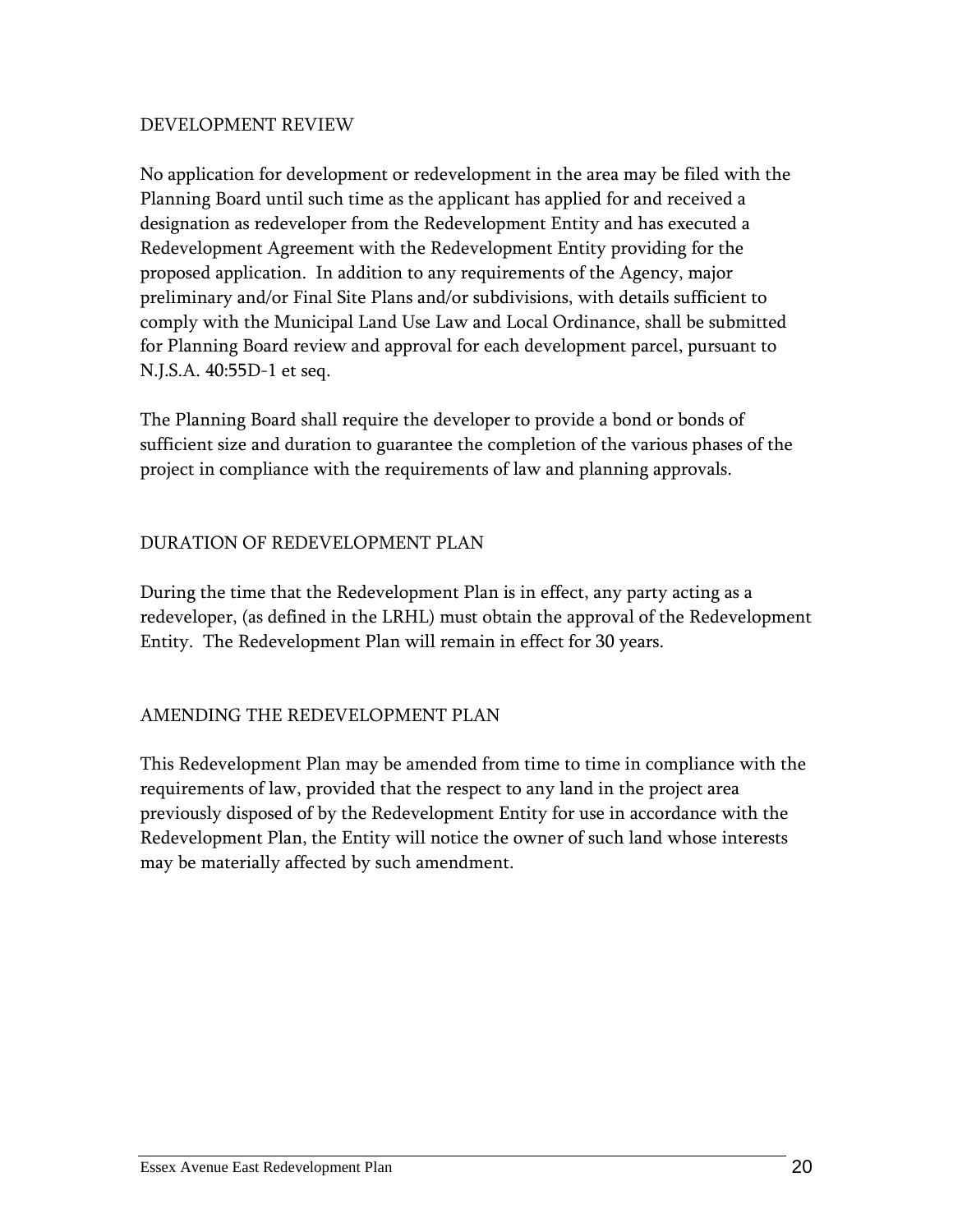## DEVELOPMENT REVIEW

No application for development or redevelopment in the area may be filed with the Planning Board until such time as the applicant has applied for and received a designation as redeveloper from the Redevelopment Entity and has executed a Redevelopment Agreement with the Redevelopment Entity providing for the proposed application. In addition to any requirements of the Agency, major preliminary and/or Final Site Plans and/or subdivisions, with details sufficient to comply with the Municipal Land Use Law and Local Ordinance, shall be submitted for Planning Board review and approval for each development parcel, pursuant to N.J.S.A. 40:55D-1 et seq.

The Planning Board shall require the developer to provide a bond or bonds of sufficient size and duration to guarantee the completion of the various phases of the project in compliance with the requirements of law and planning approvals.

## DURATION OF REDEVELOPMENT PLAN

During the time that the Redevelopment Plan is in effect, any party acting as a redeveloper, (as defined in the LRHL) must obtain the approval of the Redevelopment Entity. The Redevelopment Plan will remain in effect for 30 years.

## AMENDING THE REDEVELOPMENT PLAN

This Redevelopment Plan may be amended from time to time in compliance with the requirements of law, provided that the respect to any land in the project area previously disposed of by the Redevelopment Entity for use in accordance with the Redevelopment Plan, the Entity will notice the owner of such land whose interests may be materially affected by such amendment.